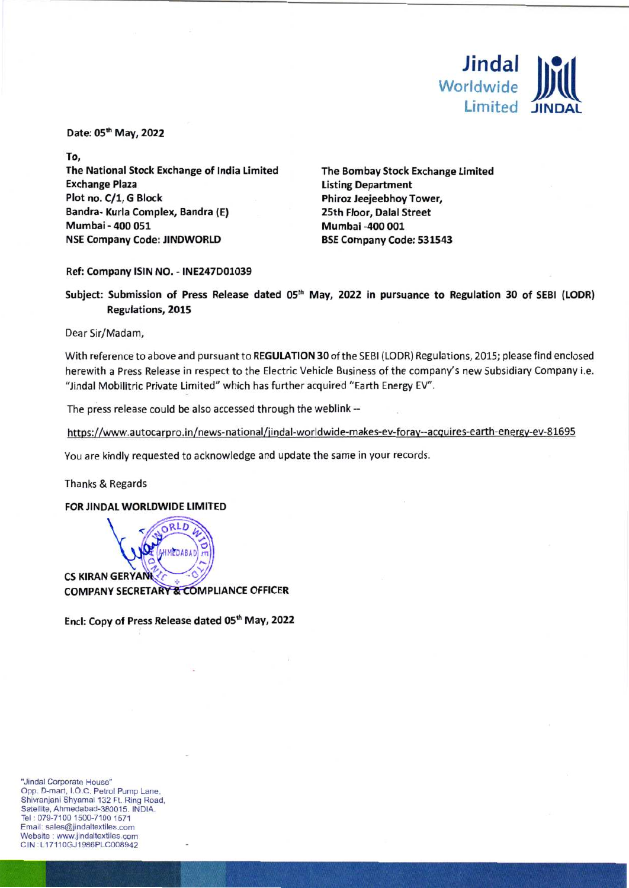Jindal Worldwide Limited

Date: 05th May, 2022

To,

| The National Stock Exchange of India Limited | The Bombay Stock Exchange Limited |
| --- | --- |
| Exchange Plaza | Listing Department |
| Plot no. C/1, G Block | Phiroz Jeejeebhoy Tower, |
| Bandra- Kurla Complex, Bandra (E) | 25th Floor, Dalal Street |
| Mumbai - 400 051 | Mumbai -400 001 |
| NSE Company Code: JINDWORLD | BSE Company Code: 531543 |

**Ref: Company ISIN NO. - INE247D01039**

**Subject: Submission of Press Release dated 05th May, 2022 in pursuance to Regulation 30 of SEBI (LODR) Regulations, 2015**

Dear Sir/Madam,

With reference to above and pursuant to **REGULATION 30** of the SEBI (LODR) Regulations, 2015; please find enclosed herewith a Press Release in respect to the Electric Vehicle Business of the company's new Subsidiary Company i.e. "Jindal Mobilitric Private Limited" which has further acquired "Earth Energy EV".

The press release could be also accessed through the weblink --

https://www.autocarpro.in/news-national/jindal-worldwide-makes-ev-foray--acquires-earth-energy-ev-81695

You are kindly requested to acknowledge and update the same in your records.

Thanks & Regards

**FOR JINDAL WORLDWIDE LIMITED**

**CS KIRAN GERYANI**
**COMPANY SECRETARY & COMPLIANCE OFFICER**

**Encl: Copy of Press Release dated 05th May, 2022**

"Jindal Corporate House"
Opp. D-mart, I.O.C. Petrol Pump Lane,
Shivranjani Shyamal 132 Ft. Ring Road,
Satellite, Ahmedabad-380015. INDIA.
Tel : 079-7100 1500-7100 1571
Email: sales@jindaltextiles.com
Website : www.jindaltextiles.com
CIN : L17110GJ1986PLC008942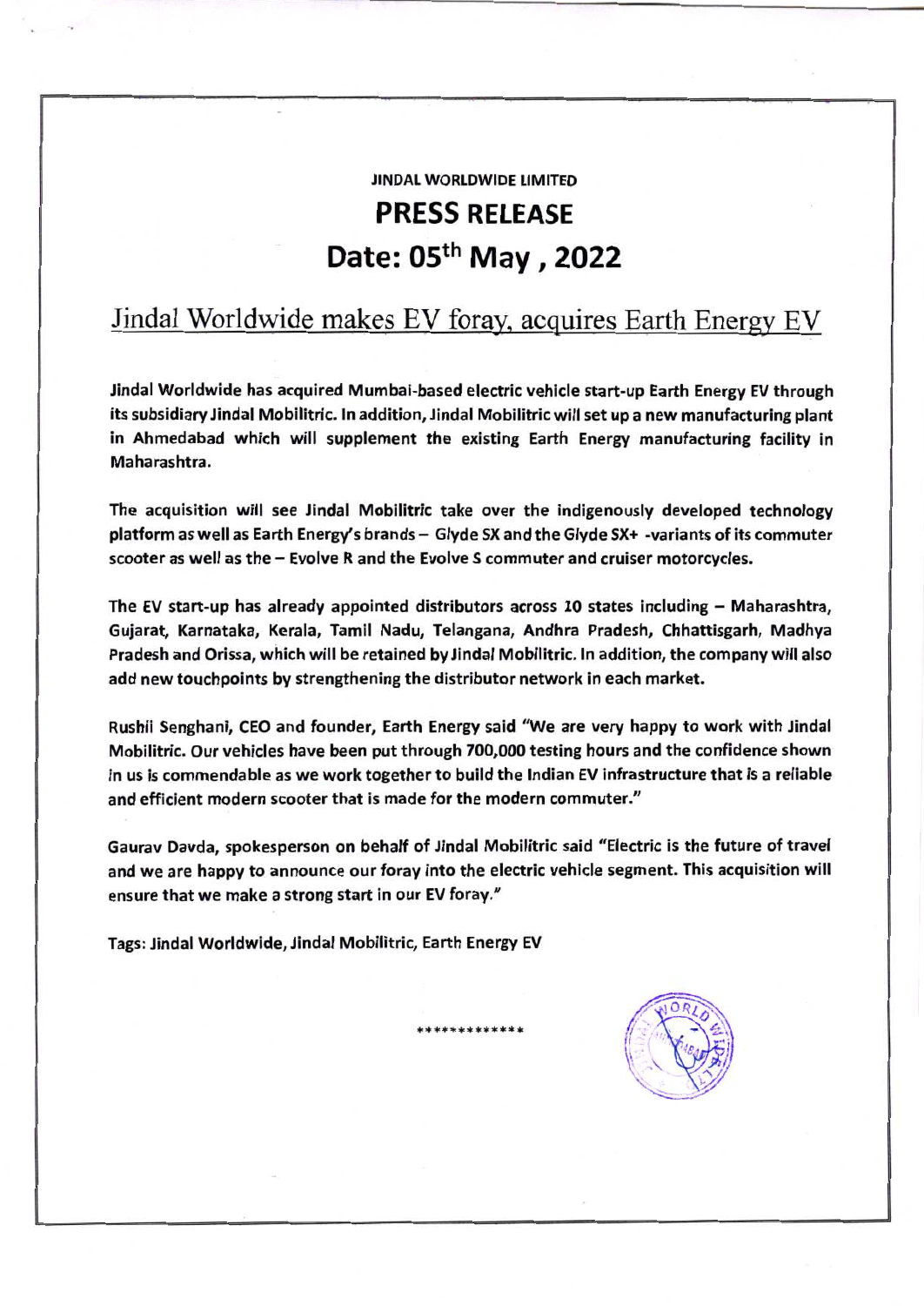JINDAL WORLDWIDE LIMITED

# PRESS RELEASE

## Date: 05th May , 2022

## Jindal Worldwide makes EV foray, acquires Earth Energy EV

**Jindal Worldwide has acquired Mumbai-based electric vehicle start-up Earth Energy EV through its subsidiary Jindal Mobilitric. In addition, Jindal Mobilitric will set up a new manufacturing plant in Ahmedabad which will supplement the existing Earth Energy manufacturing facility in Maharashtra.**

**The acquisition will see Jindal Mobilitric take over the indigenously developed technology platform as well as Earth Energy's brands – Glyde SX and the Glyde SX+ -variants of its commuter scooter as well as the – Evolve R and the Evolve S commuter and cruiser motorcycles.**

**The EV start-up has already appointed distributors across 10 states including – Maharashtra, Gujarat, Karnataka, Kerala, Tamil Nadu, Telangana, Andhra Pradesh, Chhattisgarh, Madhya Pradesh and Orissa, which will be retained by Jindal Mobilitric. In addition, the company will also add new touchpoints by strengthening the distributor network in each market.**

**Rushii Senghani, CEO and founder, Earth Energy said "We are very happy to work with Jindal Mobilitric. Our vehicles have been put through 700,000 testing hours and the confidence shown in us is commendable as we work together to build the Indian EV infrastructure that is a reliable and efficient modern scooter that is made for the modern commuter."**

**Gaurav Davda, spokesperson on behalf of Jindal Mobilitric said "Electric is the future of travel and we are happy to announce our foray into the electric vehicle segment. This acquisition will ensure that we make a strong start in our EV foray."**

**Tags: Jindal Worldwide, Jindal Mobilitric, Earth Energy EV**

*************